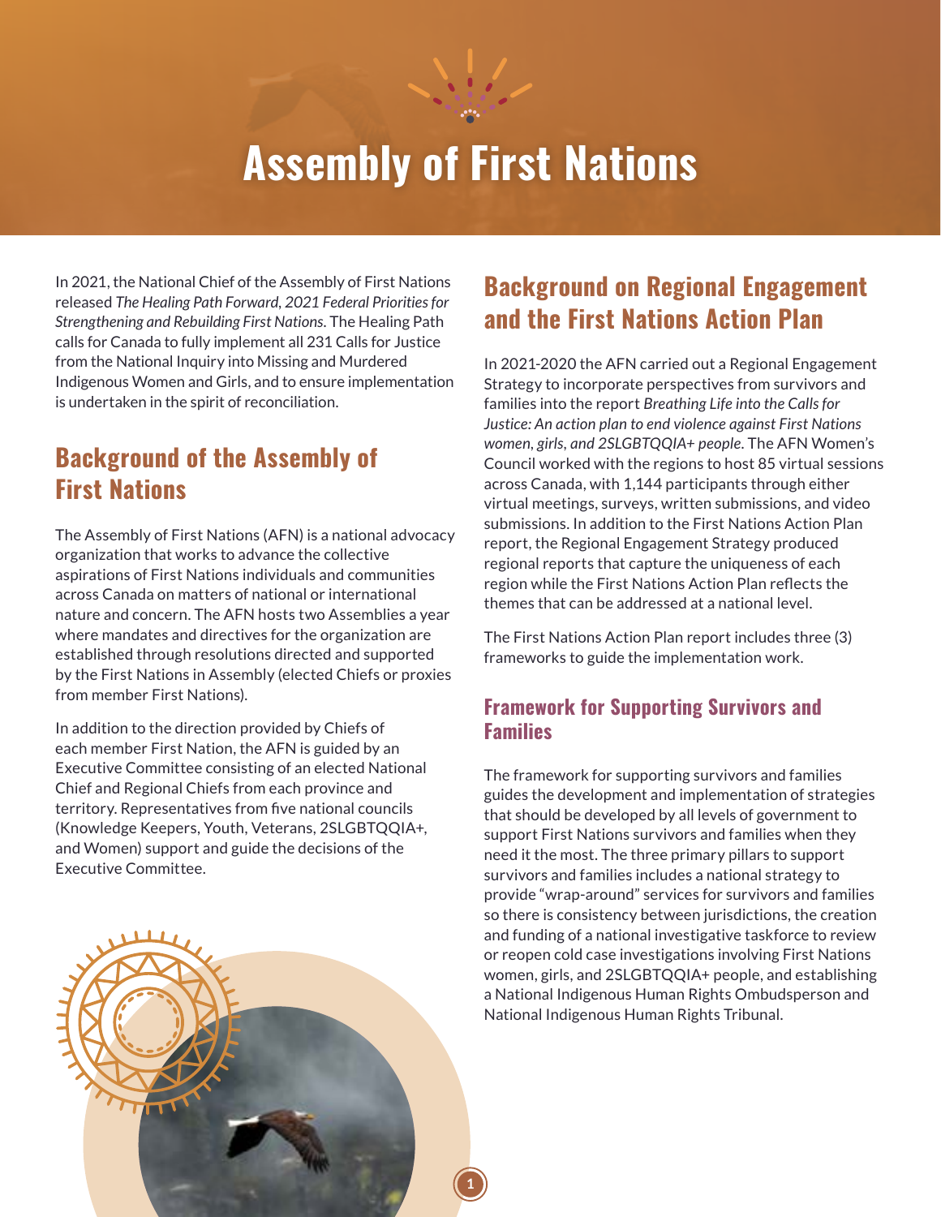# Assembly of First Nations

In 2021, the National Chief of the Assembly of First Nations released *The Healing Path Forward, 2021 Federal Priorities for Strengthening and Rebuilding First Nations*. The Healing Path calls for Canada to fully implement all 231 Calls for Justice from the National Inquiry into Missing and Murdered Indigenous Women and Girls, and to ensure implementation is undertaken in the spirit of reconciliation.

## Background of the Assembly of First Nations

The Assembly of First Nations (AFN) is a national advocacy organization that works to advance the collective aspirations of First Nations individuals and communities across Canada on matters of national or international nature and concern. The AFN hosts two Assemblies a year where mandates and directives for the organization are established through resolutions directed and supported by the First Nations in Assembly (elected Chiefs or proxies from member First Nations).

In addition to the direction provided by Chiefs of each member First Nation, the AFN is guided by an Executive Committee consisting of an elected National Chief and Regional Chiefs from each province and territory. Representatives from five national councils (Knowledge Keepers, Youth, Veterans, 2SLGBTQQIA+, and Women) support and guide the decisions of the Executive Committee.

## Background on Regional Engagement and the First Nations Action Plan

In 2021-2020 the AFN carried out a Regional Engagement Strategy to incorporate perspectives from survivors and families into the report *Breathing Life into the Calls for Justice: An action plan to end violence against First Nations women, girls, and 2SLGBTQQIA+ people*. The AFN Women's Council worked with the regions to host 85 virtual sessions across Canada, with 1,144 participants through either virtual meetings, surveys, written submissions, and video submissions. In addition to the First Nations Action Plan report, the Regional Engagement Strategy produced regional reports that capture the uniqueness of each region while the First Nations Action Plan reflects the themes that can be addressed at a national level.

The First Nations Action Plan report includes three (3) frameworks to guide the implementation work.

### Framework for Supporting Survivors and Families

The framework for supporting survivors and families guides the development and implementation of strategies that should be developed by all levels of government to support First Nations survivors and families when they need it the most. The three primary pillars to support survivors and families includes a national strategy to provide "wrap-around" services for survivors and families so there is consistency between jurisdictions, the creation and funding of a national investigative taskforce to review or reopen cold case investigations involving First Nations women, girls, and 2SLGBTQQIA+ people, and establishing a National Indigenous Human Rights Ombudsperson and National Indigenous Human Rights Tribunal.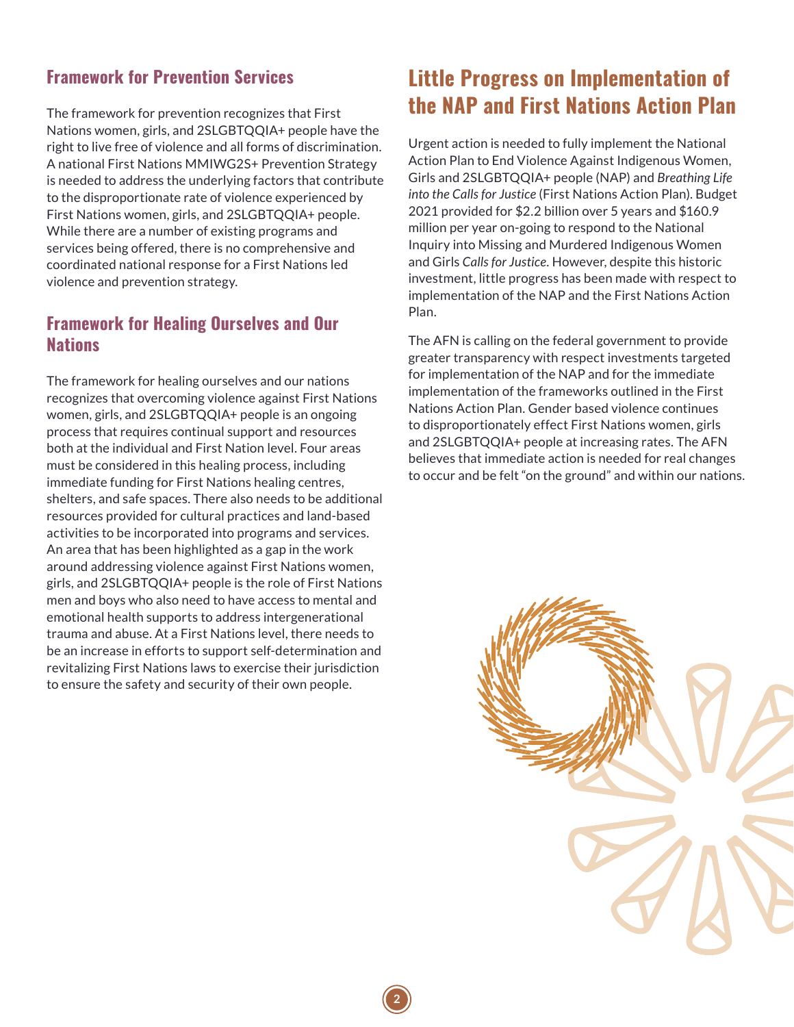### Framework for Prevention Services

The framework for prevention recognizes that First Nations women, girls, and 2SLGBTQQIA+ people have the right to live free of violence and all forms of discrimination. A national First Nations MMIWG2S+ Prevention Strategy is needed to address the underlying factors that contribute to the disproportionate rate of violence experienced by First Nations women, girls, and 2SLGBTQQIA+ people. While there are a number of existing programs and services being offered, there is no comprehensive and coordinated national response for a First Nations led violence and prevention strategy.

### Framework for Healing Ourselves and Our Nations

The framework for healing ourselves and our nations recognizes that overcoming violence against First Nations women, girls, and 2SLGBTQQIA+ people is an ongoing process that requires continual support and resources both at the individual and First Nation level. Four areas must be considered in this healing process, including immediate funding for First Nations healing centres, shelters, and safe spaces. There also needs to be additional resources provided for cultural practices and land-based activities to be incorporated into programs and services. An area that has been highlighted as a gap in the work around addressing violence against First Nations women, girls, and 2SLGBTQQIA+ people is the role of First Nations men and boys who also need to have access to mental and emotional health supports to address intergenerational trauma and abuse. At a First Nations level, there needs to be an increase in efforts to support self-determination and revitalizing First Nations laws to exercise their jurisdiction to ensure the safety and security of their own people.

## Little Progress on Implementation of the NAP and First Nations Action Plan

Urgent action is needed to fully implement the National Action Plan to End Violence Against Indigenous Women, Girls and 2SLGBTQQIA+ people (NAP) and *Breathing Life into the Calls for Justice* (First Nations Action Plan). Budget 2021 provided for $2.2 billion over 5 years and $160.9 million per year on-going to respond to the National Inquiry into Missing and Murdered Indigenous Women and Girls *Calls for Justice*. However, despite this historic investment, little progress has been made with respect to implementation of the NAP and the First Nations Action Plan.

The AFN is calling on the federal government to provide greater transparency with respect investments targeted for implementation of the NAP and for the immediate implementation of the frameworks outlined in the First Nations Action Plan. Gender based violence continues to disproportionately effect First Nations women, girls and 2SLGBTQQIA+ people at increasing rates. The AFN believes that immediate action is needed for real changes to occur and be felt "on the ground" and within our nations.